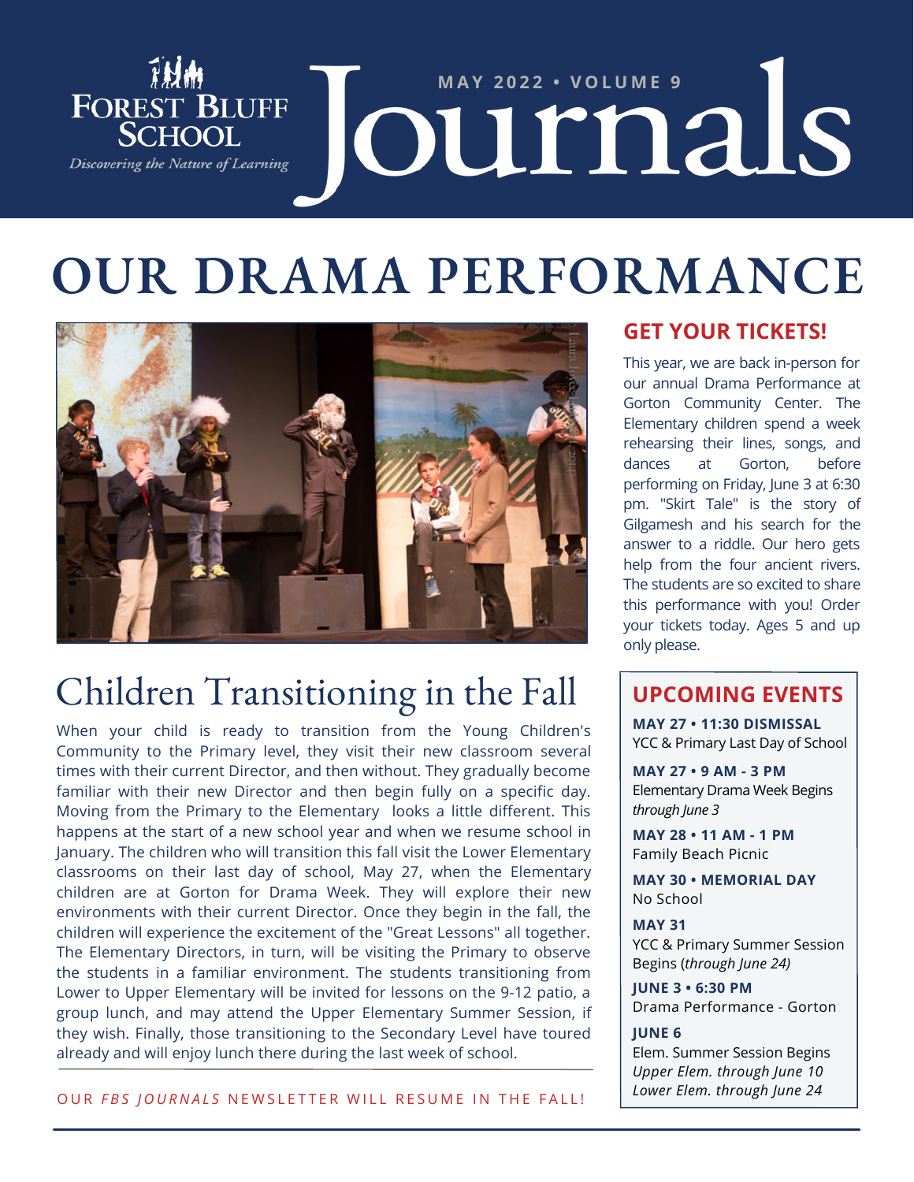Forest Bluff School

*Discovering the Nature of Learning*

MAY 2022 • VOLUME 9

# Journals

# OUR DRAMA PERFORMANCE

## GET YOUR TICKETS!

This year, we are back in-person for our annual Drama Performance at Gorton Community Center. The Elementary children spend a week rehearsing their lines, songs, and dances at Gorton, before performing on Friday, June 3 at 6:30 pm. "Skirt Tale" is the story of Gilgamesh and his search for the answer to a riddle. Our hero gets help from the four ancient rivers. The students are so excited to share this performance with you! Order your tickets today. Ages 5 and up only please.

## Children Transitioning in the Fall

When your child is ready to transition from the Young Children's Community to the Primary level, they visit their new classroom several times with their current Director, and then without. They gradually become familiar with their new Director and then begin fully on a specific day. Moving from the Primary to the Elementary looks a little different. This happens at the start of a new school year and when we resume school in January. The children who will transition this fall visit the Lower Elementary classrooms on their last day of school, May 27, when the Elementary children are at Gorton for Drama Week. They will explore their new environments with their current Director. Once they begin in the fall, the children will experience the excitement of the "Great Lessons" all together. The Elementary Directors, in turn, will be visiting the Primary to observe the students in a familiar environment. The students transitioning from Lower to Upper Elementary will be invited for lessons on the 9-12 patio, a group lunch, and may attend the Upper Elementary Summer Session, if they wish. Finally, those transitioning to the Secondary Level have toured already and will enjoy lunch there during the last week of school.

OUR *FBS JOURNALS* NEWSLETTER WILL RESUME IN THE FALL!

## UPCOMING EVENTS

**MAY 27 • 11:30 DISMISSAL**
YCC & Primary Last Day of School

**MAY 27 • 9 AM - 3 PM**
Elementary Drama Week Begins
*through June 3*

**MAY 28 • 11 AM - 1 PM**
Family Beach Picnic

**MAY 30 • MEMORIAL DAY**
No School

**MAY 31**
YCC & Primary Summer Session Begins (*through June 24)*

**JUNE 3 • 6:30 PM**
Drama Performance - Gorton

**JUNE 6**
Elem. Summer Session Begins
*Upper Elem. through June 10*
*Lower Elem. through June 24*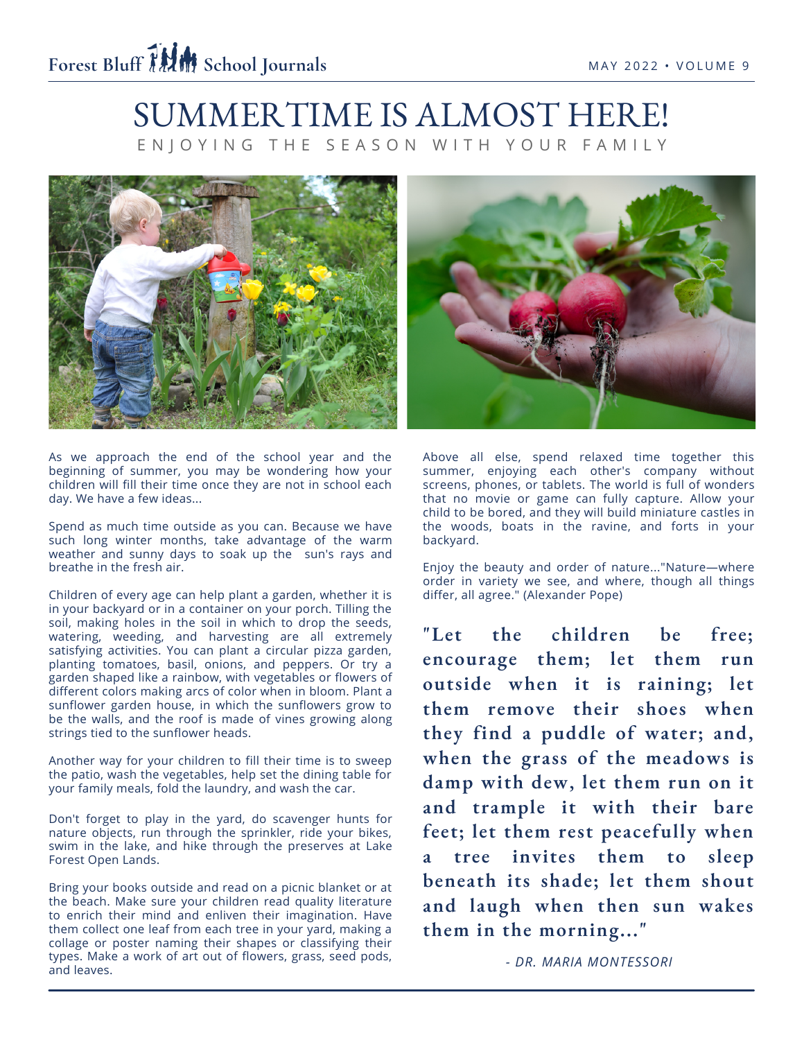# SUMMERTIME IS ALMOST HERE!

## ENJOYING THE SEASON WITH YOUR FAMILY

As we approach the end of the school year and the beginning of summer, you may be wondering how your children will fill their time once they are not in school each day. We have a few ideas...

Spend as much time outside as you can. Because we have such long winter months, take advantage of the warm weather and sunny days to soak up the sun's rays and breathe in the fresh air.

Children of every age can help plant a garden, whether it is in your backyard or in a container on your porch. Tilling the soil, making holes in the soil in which to drop the seeds, watering, weeding, and harvesting are all extremely satisfying activities. You can plant a circular pizza garden, planting tomatoes, basil, onions, and peppers. Or try a garden shaped like a rainbow, with vegetables or flowers of different colors making arcs of color when in bloom. Plant a sunflower garden house, in which the sunflowers grow to be the walls, and the roof is made of vines growing along strings tied to the sunflower heads.

Another way for your children to fill their time is to sweep the patio, wash the vegetables, help set the dining table for your family meals, fold the laundry, and wash the car.

Don't forget to play in the yard, do scavenger hunts for nature objects, run through the sprinkler, ride your bikes, swim in the lake, and hike through the preserves at Lake Forest Open Lands.

Bring your books outside and read on a picnic blanket or at the beach. Make sure your children read quality literature to enrich their mind and enliven their imagination. Have them collect one leaf from each tree in your yard, making a collage or poster naming their shapes or classifying their types. Make a work of art out of flowers, grass, seed pods, and leaves.

Above all else, spend relaxed time together this summer, enjoying each other's company without screens, phones, or tablets. The world is full of wonders that no movie or game can fully capture. Allow your child to be bored, and they will build miniature castles in the woods, boats in the ravine, and forts in your backyard.

Enjoy the beauty and order of nature..."Nature—where order in variety we see, and where, though all things differ, all agree." (Alexander Pope)

> **"Let the children be free; encourage them; let them run outside when it is raining; let them remove their shoes when they find a puddle of water; and, when the grass of the meadows is damp with dew, let them run on it and trample it with their bare feet; let them rest peacefully when a tree invites them to sleep beneath its shade; let them shout and laugh when then sun wakes them in the morning..."**
>
> *- DR. MARIA MONTESSORI*